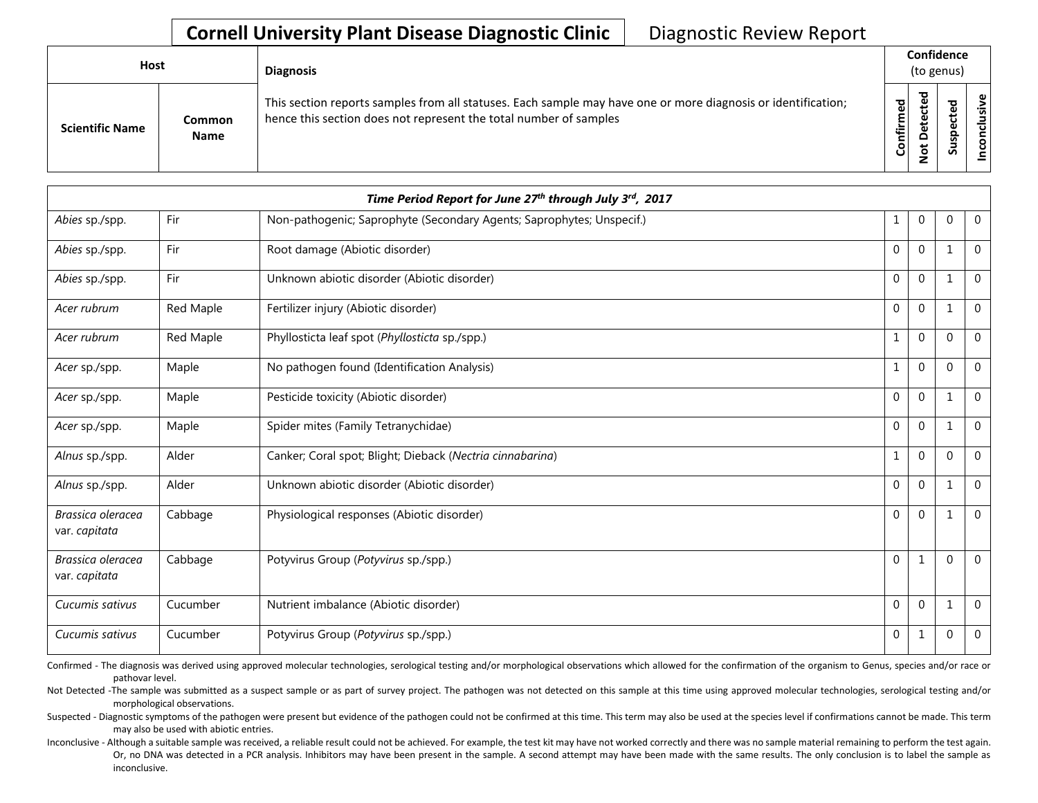# Cornell University Plant Disease Diagnostic Clinic

## Diagnostic Review Report

| Host | | Diagnosis | Confidence (to genus) | | | |
|---|---|---|---|---|---|---|
| Scientific Name | Common Name | This section reports samples from all statuses. Each sample may have one or more diagnosis or identification; hence this section does not represent the total number of samples | Confirmed | Not Detected | Suspected | Inconclusive |
| ***Time Period Report for June 27th through July 3rd, 2017*** | | | | | | |
| *Abies* sp./spp. | Fir | Non-pathogenic; Saprophyte (Secondary Agents; Saprophytes; Unspecif.) | 1 | 0 | 0 | 0 |
| *Abies* sp./spp. | Fir | Root damage (Abiotic disorder) | 0 | 0 | 1 | 0 |
| *Abies* sp./spp. | Fir | Unknown abiotic disorder (Abiotic disorder) | 0 | 0 | 1 | 0 |
| *Acer rubrum* | Red Maple | Fertilizer injury (Abiotic disorder) | 0 | 0 | 1 | 0 |
| *Acer rubrum* | Red Maple | Phyllosticta leaf spot (*Phyllosticta* sp./spp.) | 1 | 0 | 0 | 0 |
| *Acer* sp./spp. | Maple | No pathogen found (Identification Analysis) | 1 | 0 | 0 | 0 |
| *Acer* sp./spp. | Maple | Pesticide toxicity (Abiotic disorder) | 0 | 0 | 1 | 0 |
| *Acer* sp./spp. | Maple | Spider mites (Family Tetranychidae) | 0 | 0 | 1 | 0 |
| *Alnus* sp./spp. | Alder | Canker; Coral spot; Blight; Dieback (*Nectria cinnabarina*) | 1 | 0 | 0 | 0 |
| *Alnus* sp./spp. | Alder | Unknown abiotic disorder (Abiotic disorder) | 0 | 0 | 1 | 0 |
| *Brassica oleracea* var. *capitata* | Cabbage | Physiological responses (Abiotic disorder) | 0 | 0 | 1 | 0 |
| *Brassica oleracea* var. *capitata* | Cabbage | Potyvirus Group (*Potyvirus* sp./spp.) | 0 | 1 | 0 | 0 |
| *Cucumis sativus* | Cucumber | Nutrient imbalance (Abiotic disorder) | 0 | 0 | 1 | 0 |
| *Cucumis sativus* | Cucumber | Potyvirus Group (*Potyvirus* sp./spp.) | 0 | 1 | 0 | 0 |

Confirmed - The diagnosis was derived using approved molecular technologies, serological testing and/or morphological observations which allowed for the confirmation of the organism to Genus, species and/or race or pathovar level.

Not Detected -The sample was submitted as a suspect sample or as part of survey project. The pathogen was not detected on this sample at this time using approved molecular technologies, serological testing and/or morphological observations.

Suspected - Diagnostic symptoms of the pathogen were present but evidence of the pathogen could not be confirmed at this time. This term may also be used at the species level if confirmations cannot be made. This term may also be used with abiotic entries.

Inconclusive - Although a suitable sample was received, a reliable result could not be achieved. For example, the test kit may have not worked correctly and there was no sample material remaining to perform the test again. Or, no DNA was detected in a PCR analysis. Inhibitors may have been present in the sample. A second attempt may have been made with the same results. The only conclusion is to label the sample as inconclusive.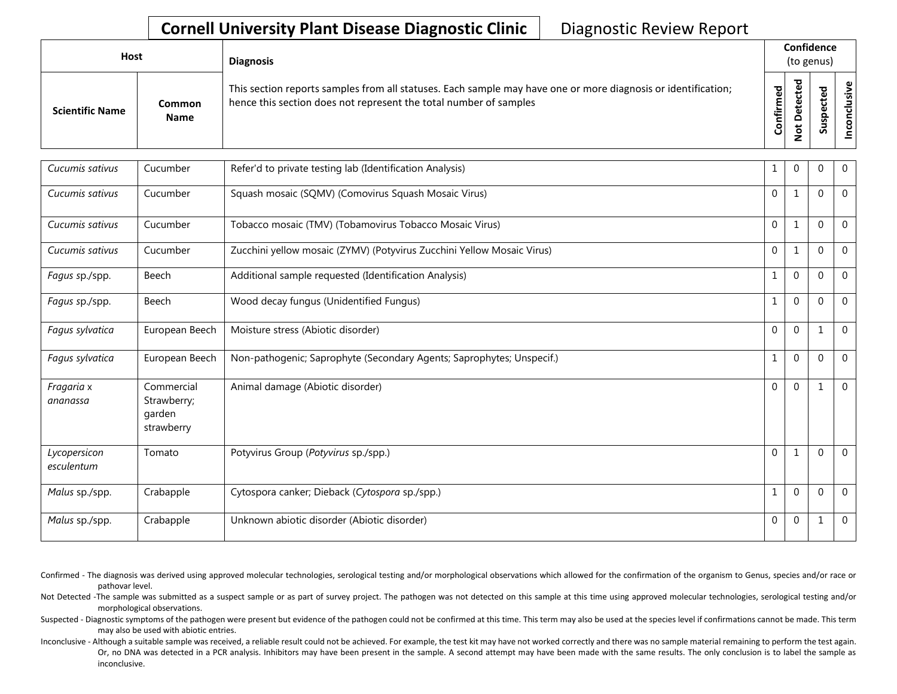# Cornell University Plant Disease Diagnostic Clinic

Diagnostic Review Report

| Host | | Diagnosis | Confidence (to genus) | | | |
|---|---|---|---|---|---|---|
| Scientific Name | Common Name | This section reports samples from all statuses. Each sample may have one or more diagnosis or identification; hence this section does not represent the total number of samples | Confirmed | Not Detected | Suspected | Inconclusive |
| *Cucumis sativus* | Cucumber | Refer'd to private testing lab (Identification Analysis) | 1 | 0 | 0 | 0 |
| *Cucumis sativus* | Cucumber | Squash mosaic (SQMV) (Comovirus Squash Mosaic Virus) | 0 | 1 | 0 | 0 |
| *Cucumis sativus* | Cucumber | Tobacco mosaic (TMV) (Tobamovirus Tobacco Mosaic Virus) | 0 | 1 | 0 | 0 |
| *Cucumis sativus* | Cucumber | Zucchini yellow mosaic (ZYMV) (Potyvirus Zucchini Yellow Mosaic Virus) | 0 | 1 | 0 | 0 |
| *Fagus* sp./spp. | Beech | Additional sample requested (Identification Analysis) | 1 | 0 | 0 | 0 |
| *Fagus* sp./spp. | Beech | Wood decay fungus (Unidentified Fungus) | 1 | 0 | 0 | 0 |
| *Fagus sylvatica* | European Beech | Moisture stress (Abiotic disorder) | 0 | 0 | 1 | 0 |
| *Fagus sylvatica* | European Beech | Non-pathogenic; Saprophyte (Secondary Agents; Saprophytes; Unspecif.) | 1 | 0 | 0 | 0 |
| *Fragaria* x *ananassa* | Commercial Strawberry; garden strawberry | Animal damage (Abiotic disorder) | 0 | 0 | 1 | 0 |
| *Lycopersicon esculentum* | Tomato | Potyvirus Group (*Potyvirus* sp./spp.) | 0 | 1 | 0 | 0 |
| *Malus* sp./spp. | Crabapple | Cytospora canker; Dieback (*Cytospora* sp./spp.) | 1 | 0 | 0 | 0 |
| *Malus* sp./spp. | Crabapple | Unknown abiotic disorder (Abiotic disorder) | 0 | 0 | 1 | 0 |

Confirmed - The diagnosis was derived using approved molecular technologies, serological testing and/or morphological observations which allowed for the confirmation of the organism to Genus, species and/or race or pathovar level.

Not Detected -The sample was submitted as a suspect sample or as part of survey project. The pathogen was not detected on this sample at this time using approved molecular technologies, serological testing and/or morphological observations.

Suspected - Diagnostic symptoms of the pathogen were present but evidence of the pathogen could not be confirmed at this time. This term may also be used at the species level if confirmations cannot be made. This term may also be used with abiotic entries.

Inconclusive - Although a suitable sample was received, a reliable result could not be achieved. For example, the test kit may have not worked correctly and there was no sample material remaining to perform the test again. Or, no DNA was detected in a PCR analysis. Inhibitors may have been present in the sample. A second attempt may have been made with the same results. The only conclusion is to label the sample as inconclusive.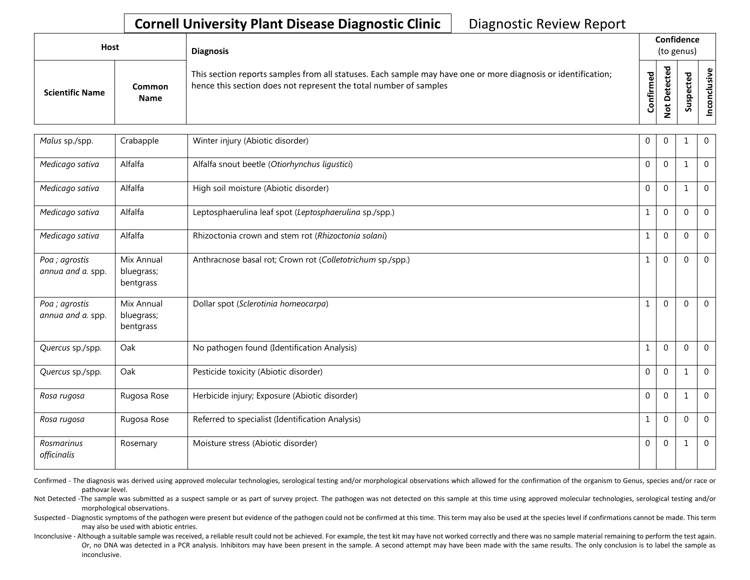**Cornell University Plant Disease Diagnostic Clinic** Diagnostic Review Report

| Host | | Diagnosis | Confidence (to genus) | | | |
|---|---|---|---|---|---|---|
| **Scientific Name** | **Common Name** | This section reports samples from all statuses. Each sample may have one or more diagnosis or identification; hence this section does not represent the total number of samples | **Confirmed** | **Not Detected** | **Suspected** | **Inconclusive** |
| *Malus* sp./spp. | Crabapple | Winter injury (Abiotic disorder) | 0 | 0 | 1 | 0 |
| *Medicago sativa* | Alfalfa | Alfalfa snout beetle (*Otiorhynchus ligustici*) | 0 | 0 | 1 | 0 |
| *Medicago sativa* | Alfalfa | High soil moisture (Abiotic disorder) | 0 | 0 | 1 | 0 |
| *Medicago sativa* | Alfalfa | Leptosphaerulina leaf spot (*Leptosphaerulina* sp./spp.) | 1 | 0 | 0 | 0 |
| *Medicago sativa* | Alfalfa | Rhizoctonia crown and stem rot (*Rhizoctonia solani*) | 1 | 0 | 0 | 0 |
| *Poa ; agrostis annua and a.* spp. | Mix Annual bluegrass; bentgrass | Anthracnose basal rot; Crown rot (*Colletotrichum* sp./spp.) | 1 | 0 | 0 | 0 |
| *Poa ; agrostis annua and a.* spp. | Mix Annual bluegrass; bentgrass | Dollar spot (*Sclerotinia homeocarpa*) | 1 | 0 | 0 | 0 |
| *Quercus* sp./spp. | Oak | No pathogen found (Identification Analysis) | 1 | 0 | 0 | 0 |
| *Quercus* sp./spp. | Oak | Pesticide toxicity (Abiotic disorder) | 0 | 0 | 1 | 0 |
| *Rosa rugosa* | Rugosa Rose | Herbicide injury; Exposure (Abiotic disorder) | 0 | 0 | 1 | 0 |
| *Rosa rugosa* | Rugosa Rose | Referred to specialist (Identification Analysis) | 1 | 0 | 0 | 0 |
| *Rosmarinus officinalis* | Rosemary | Moisture stress (Abiotic disorder) | 0 | 0 | 1 | 0 |

Confirmed - The diagnosis was derived using approved molecular technologies, serological testing and/or morphological observations which allowed for the confirmation of the organism to Genus, species and/or race or pathovar level.

Not Detected -The sample was submitted as a suspect sample or as part of survey project. The pathogen was not detected on this sample at this time using approved molecular technologies, serological testing and/or morphological observations.

Suspected - Diagnostic symptoms of the pathogen were present but evidence of the pathogen could not be confirmed at this time. This term may also be used at the species level if confirmations cannot be made. This term may also be used with abiotic entries.

Inconclusive - Although a suitable sample was received, a reliable result could not be achieved. For example, the test kit may have not worked correctly and there was no sample material remaining to perform the test again. Or, no DNA was detected in a PCR analysis. Inhibitors may have been present in the sample. A second attempt may have been made with the same results. The only conclusion is to label the sample as inconclusive.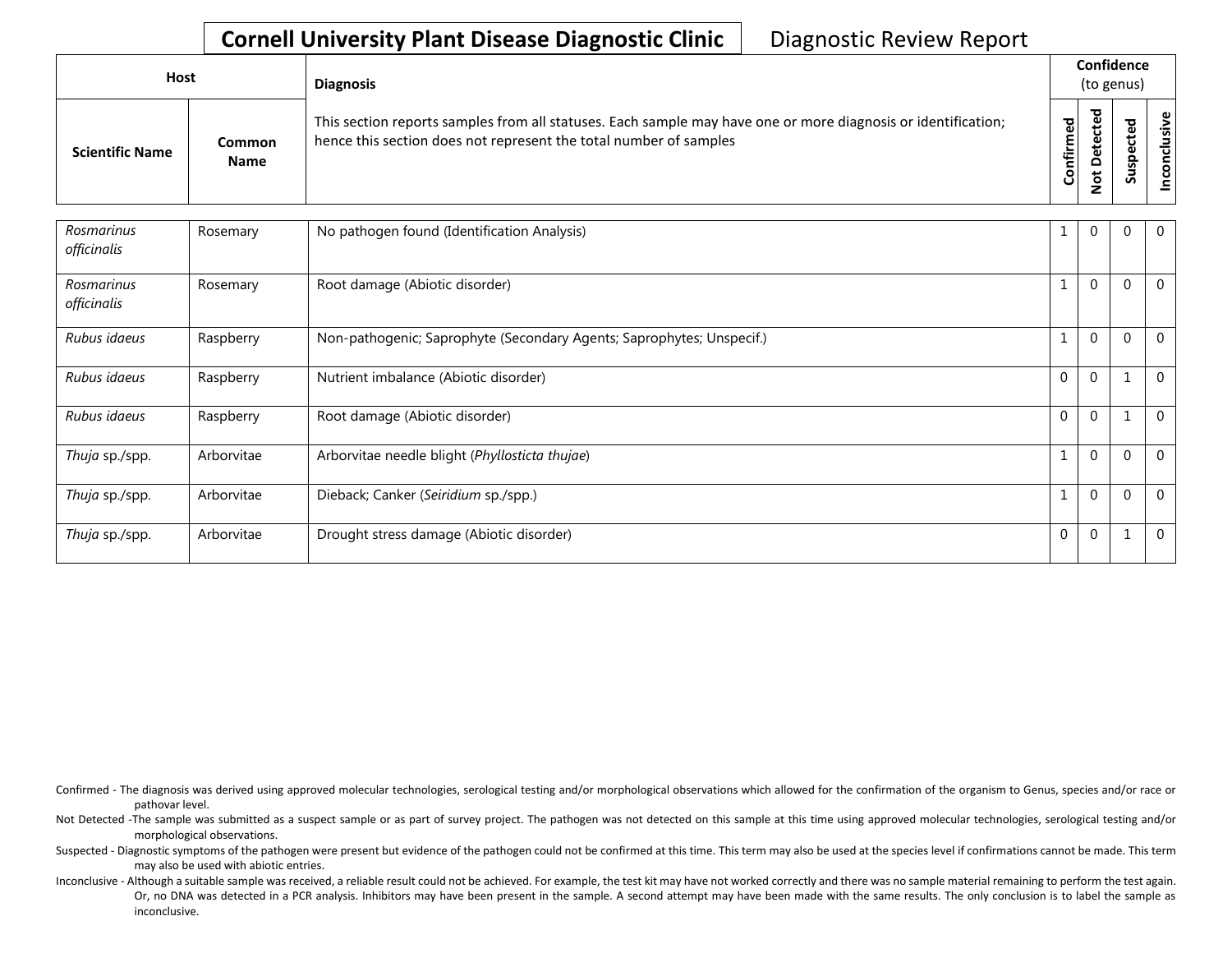# Cornell University Plant Disease Diagnostic Clinic — Diagnostic Review Report

| Host | | Diagnosis | Confidence (to genus) | | | |
|---|---|---|---|---|---|---|
| Scientific Name | Common Name | This section reports samples from all statuses. Each sample may have one or more diagnosis or identification; hence this section does not represent the total number of samples | Confirmed | Not Detected | Suspected | Inconclusive |
| *Rosmarinus officinalis* | Rosemary | No pathogen found (Identification Analysis) | 1 | 0 | 0 | 0 |
| *Rosmarinus officinalis* | Rosemary | Root damage (Abiotic disorder) | 1 | 0 | 0 | 0 |
| *Rubus idaeus* | Raspberry | Non-pathogenic; Saprophyte (Secondary Agents; Saprophytes; Unspecif.) | 1 | 0 | 0 | 0 |
| *Rubus idaeus* | Raspberry | Nutrient imbalance (Abiotic disorder) | 0 | 0 | 1 | 0 |
| *Rubus idaeus* | Raspberry | Root damage (Abiotic disorder) | 0 | 0 | 1 | 0 |
| *Thuja* sp./spp. | Arborvitae | Arborvitae needle blight (*Phyllosticta thujae*) | 1 | 0 | 0 | 0 |
| *Thuja* sp./spp. | Arborvitae | Dieback; Canker (*Seiridium* sp./spp.) | 1 | 0 | 0 | 0 |
| *Thuja* sp./spp. | Arborvitae | Drought stress damage (Abiotic disorder) | 0 | 0 | 1 | 0 |

Confirmed - The diagnosis was derived using approved molecular technologies, serological testing and/or morphological observations which allowed for the confirmation of the organism to Genus, species and/or race or pathovar level.

Not Detected -The sample was submitted as a suspect sample or as part of survey project. The pathogen was not detected on this sample at this time using approved molecular technologies, serological testing and/or morphological observations.

Suspected - Diagnostic symptoms of the pathogen were present but evidence of the pathogen could not be confirmed at this time. This term may also be used at the species level if confirmations cannot be made. This term may also be used with abiotic entries.

Inconclusive - Although a suitable sample was received, a reliable result could not be achieved. For example, the test kit may have not worked correctly and there was no sample material remaining to perform the test again. Or, no DNA was detected in a PCR analysis. Inhibitors may have been present in the sample. A second attempt may have been made with the same results. The only conclusion is to label the sample as inconclusive.